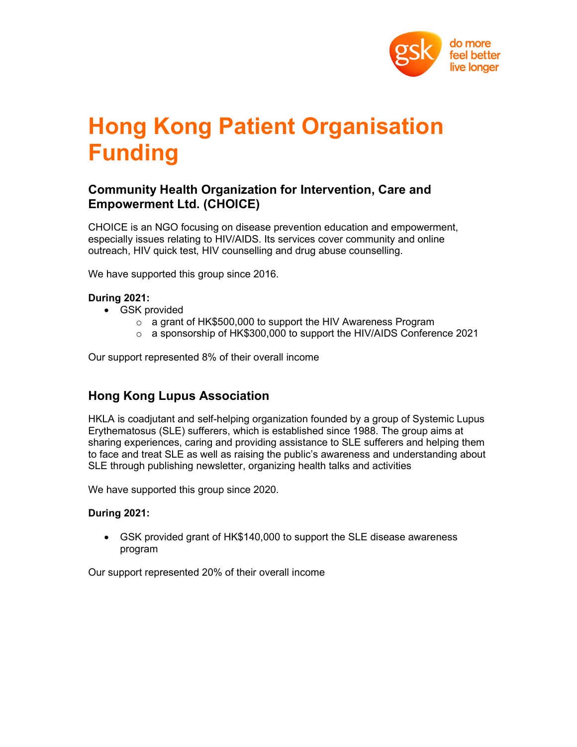# Hong Kong Patient Organisation Funding

## Community Health Organization for Intervention, Care and Empowerment Ltd. (CHOICE)

CHOICE is an NGO focusing on disease prevention education and empowerment, especially issues relating to HIV/AIDS. Its services cover community and online outreach, HIV quick test, HIV counselling and drug abuse counselling.

We have supported this group since 2016.

**During 2021:**

- GSK provided
  - a grant of HK$500,000 to support the HIV Awareness Program
  - a sponsorship of HK$300,000 to support the HIV/AIDS Conference 2021

Our support represented 8% of their overall income

## Hong Kong Lupus Association

HKLA is coadjutant and self-helping organization founded by a group of Systemic Lupus Erythematosus (SLE) sufferers, which is established since 1988. The group aims at sharing experiences, caring and providing assistance to SLE sufferers and helping them to face and treat SLE as well as raising the public's awareness and understanding about SLE through publishing newsletter, organizing health talks and activities

We have supported this group since 2020.

**During 2021:**

- GSK provided grant of HK$140,000 to support the SLE disease awareness program

Our support represented 20% of their overall income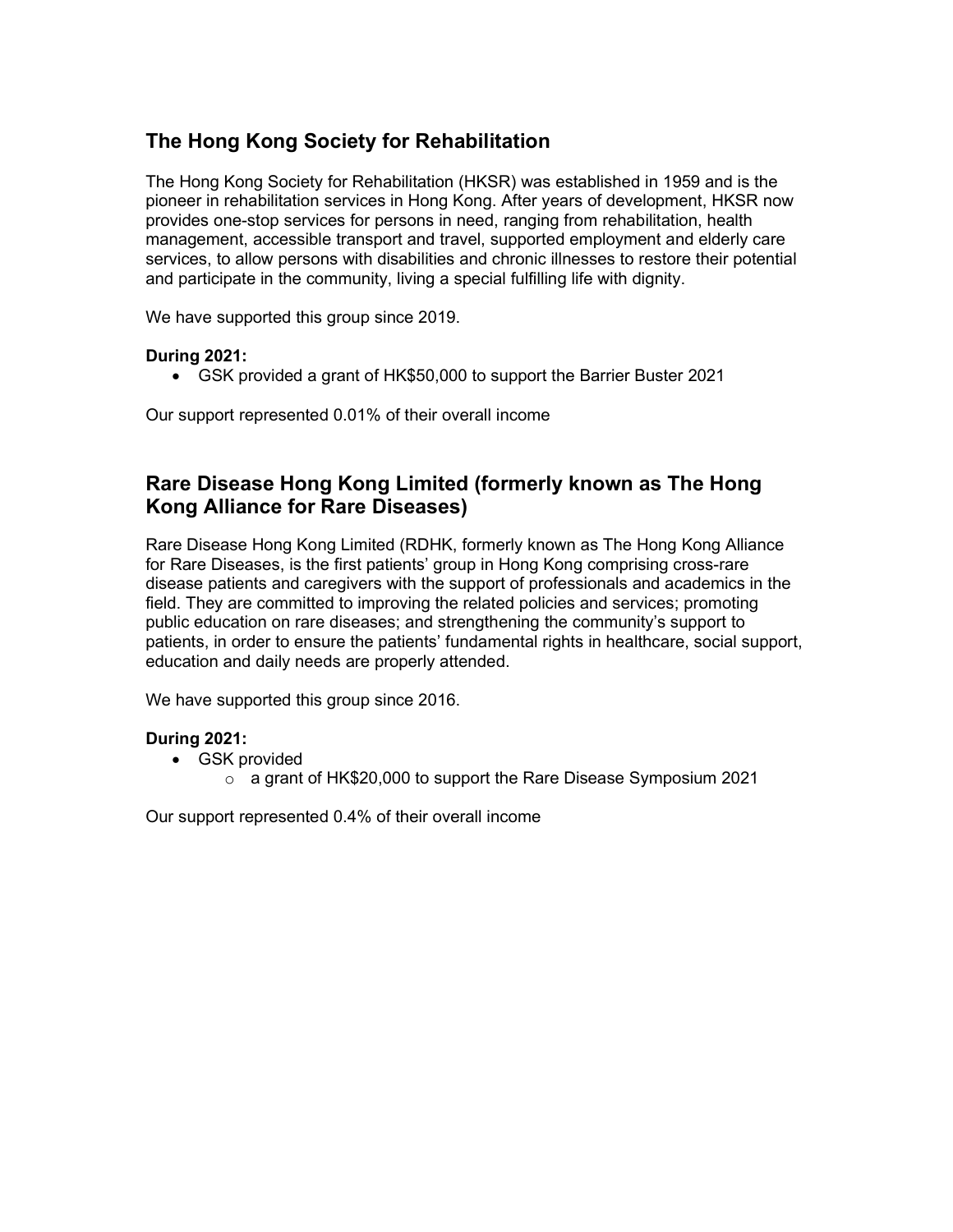## The Hong Kong Society for Rehabilitation

The Hong Kong Society for Rehabilitation (HKSR) was established in 1959 and is the pioneer in rehabilitation services in Hong Kong. After years of development, HKSR now provides one-stop services for persons in need, ranging from rehabilitation, health management, accessible transport and travel, supported employment and elderly care services, to allow persons with disabilities and chronic illnesses to restore their potential and participate in the community, living a special fulfilling life with dignity.

We have supported this group since 2019.

**During 2021:**

- GSK provided a grant of HK$50,000 to support the Barrier Buster 2021

Our support represented 0.01% of their overall income

## Rare Disease Hong Kong Limited (formerly known as The Hong Kong Alliance for Rare Diseases)

Rare Disease Hong Kong Limited (RDHK, formerly known as The Hong Kong Alliance for Rare Diseases, is the first patients' group in Hong Kong comprising cross-rare disease patients and caregivers with the support of professionals and academics in the field. They are committed to improving the related policies and services; promoting public education on rare diseases; and strengthening the community's support to patients, in order to ensure the patients' fundamental rights in healthcare, social support, education and daily needs are properly attended.

We have supported this group since 2016.

**During 2021:**

- GSK provided
  - a grant of HK$20,000 to support the Rare Disease Symposium 2021

Our support represented 0.4% of their overall income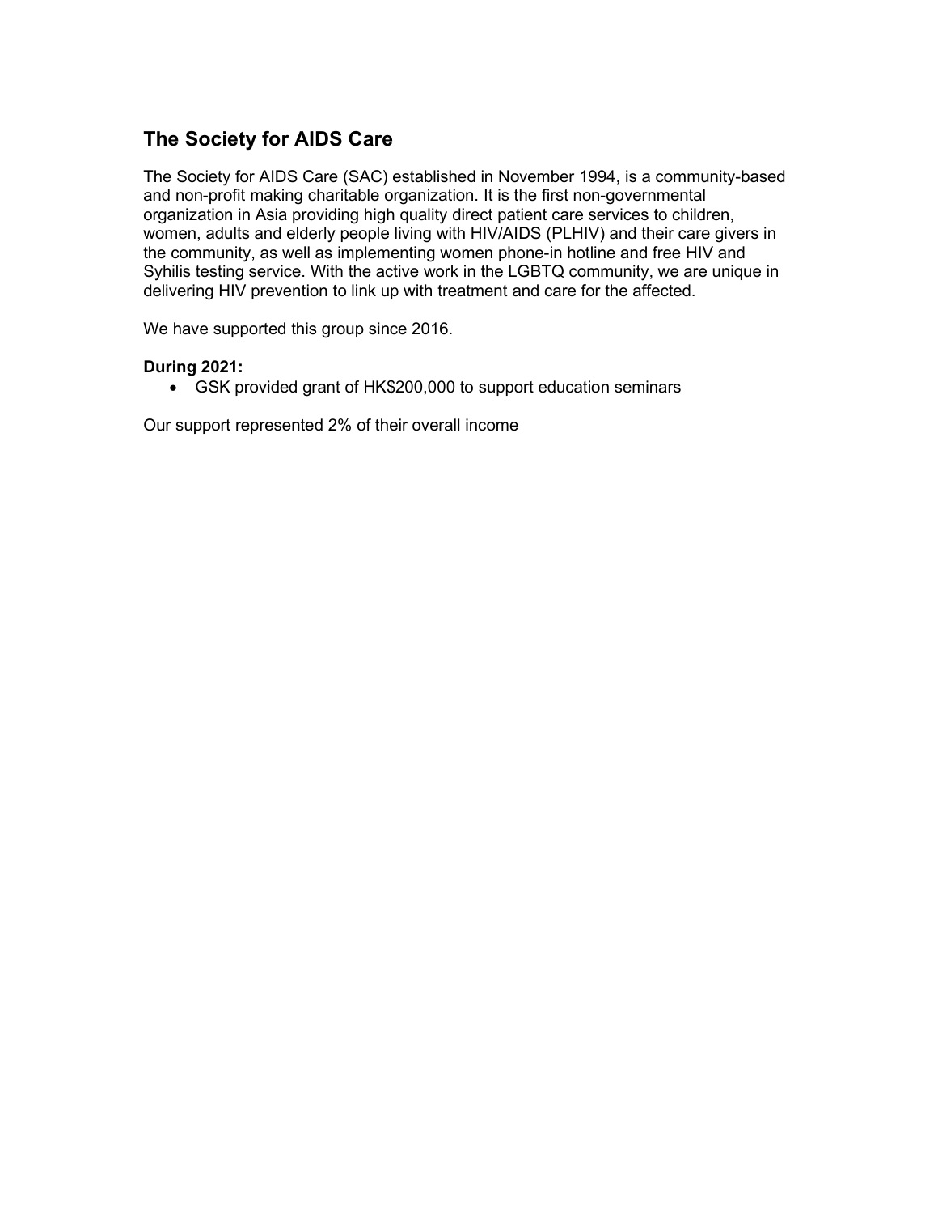## The Society for AIDS Care

The Society for AIDS Care (SAC) established in November 1994, is a community-based and non-profit making charitable organization. It is the first non-governmental organization in Asia providing high quality direct patient care services to children, women, adults and elderly people living with HIV/AIDS (PLHIV) and their care givers in the community, as well as implementing women phone-in hotline and free HIV and Syhilis testing service. With the active work in the LGBTQ community, we are unique in delivering HIV prevention to link up with treatment and care for the affected.

We have supported this group since 2016.

**During 2021:**

- GSK provided grant of HK$200,000 to support education seminars

Our support represented 2% of their overall income